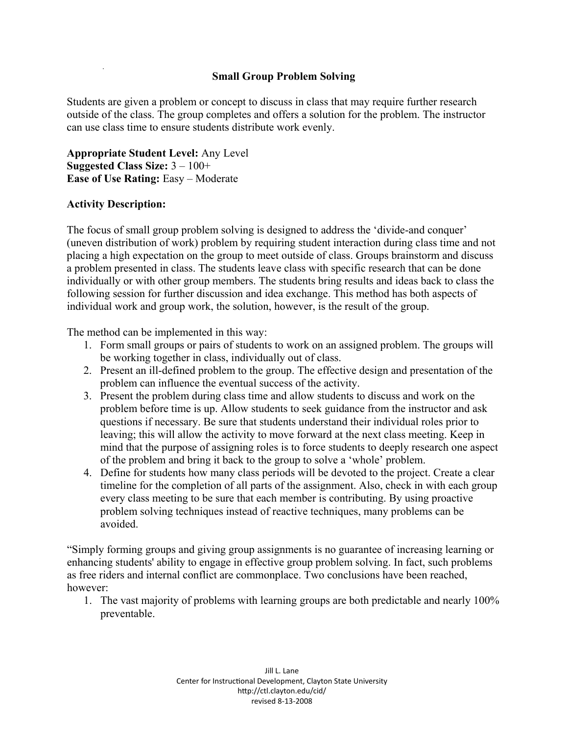# Small Group Problem Solving

Students are given a problem or concept to discuss in class that may require further research outside of the class. The group completes and offers a solution for the problem. The instructor can use class time to ensure students distribute work evenly.

**Appropriate Student Level:** Any Level
**Suggested Class Size:** 3 – 100+
**Ease of Use Rating:** Easy – Moderate

**Activity Description:**

The focus of small group problem solving is designed to address the 'divide-and conquer' (uneven distribution of work) problem by requiring student interaction during class time and not placing a high expectation on the group to meet outside of class. Groups brainstorm and discuss a problem presented in class. The students leave class with specific research that can be done individually or with other group members. The students bring results and ideas back to class the following session for further discussion and idea exchange. This method has both aspects of individual work and group work, the solution, however, is the result of the group.

The method can be implemented in this way:

1. Form small groups or pairs of students to work on an assigned problem. The groups will be working together in class, individually out of class.
2. Present an ill-defined problem to the group. The effective design and presentation of the problem can influence the eventual success of the activity.
3. Present the problem during class time and allow students to discuss and work on the problem before time is up. Allow students to seek guidance from the instructor and ask questions if necessary. Be sure that students understand their individual roles prior to leaving; this will allow the activity to move forward at the next class meeting. Keep in mind that the purpose of assigning roles is to force students to deeply research one aspect of the problem and bring it back to the group to solve a 'whole' problem.
4. Define for students how many class periods will be devoted to the project. Create a clear timeline for the completion of all parts of the assignment. Also, check in with each group every class meeting to be sure that each member is contributing. By using proactive problem solving techniques instead of reactive techniques, many problems can be avoided.

"Simply forming groups and giving group assignments is no guarantee of increasing learning or enhancing students' ability to engage in effective group problem solving. In fact, such problems as free riders and internal conflict are commonplace. Two conclusions have been reached, however:

1. The vast majority of problems with learning groups are both predictable and nearly 100% preventable.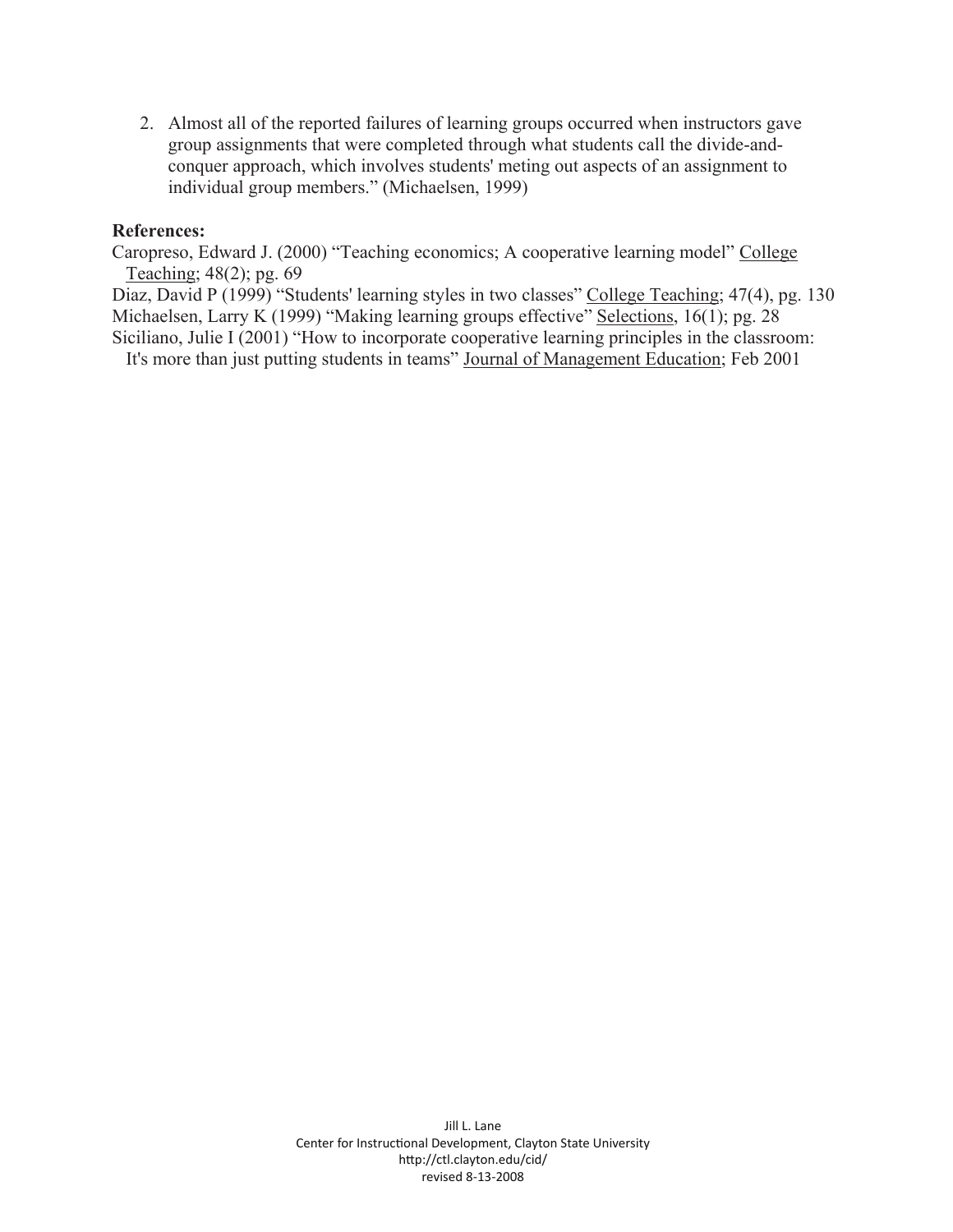2. Almost all of the reported failures of learning groups occurred when instructors gave group assignments that were completed through what students call the divide-and-conquer approach, which involves students' meting out aspects of an assignment to individual group members." (Michaelsen, 1999)

**References:**

Caropreso, Edward J. (2000) "Teaching economics; A cooperative learning model" College Teaching; 48(2); pg. 69

Diaz, David P (1999) "Students' learning styles in two classes" College Teaching; 47(4), pg. 130

Michaelsen, Larry K (1999) "Making learning groups effective" Selections, 16(1); pg. 28

Siciliano, Julie I (2001) "How to incorporate cooperative learning principles in the classroom: It's more than just putting students in teams" Journal of Management Education; Feb 2001

Jill L. Lane
Center for Instructional Development, Clayton State University
http://ctl.clayton.edu/cid/
revised 8-13-2008